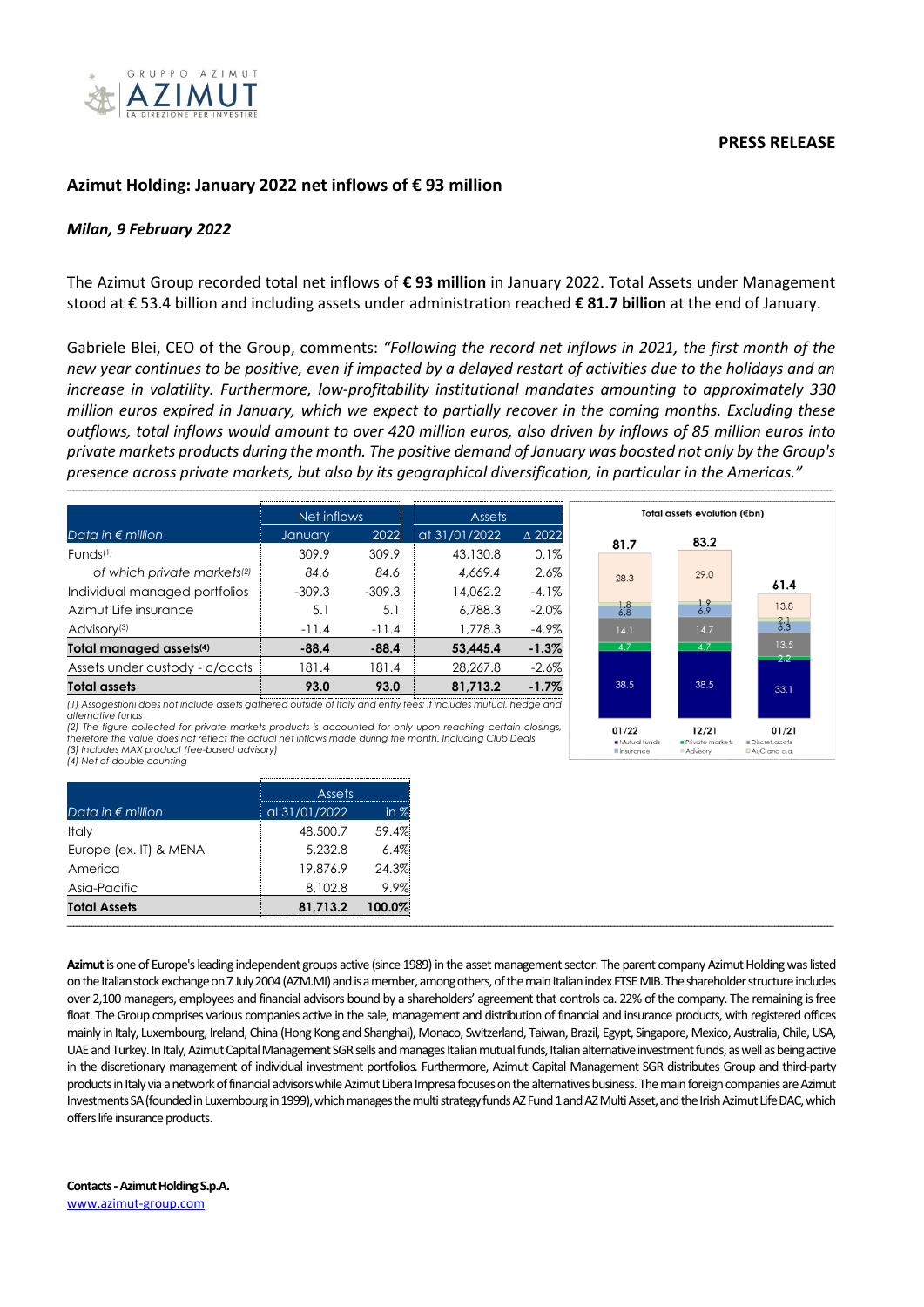**PRESS RELEASE**

## Azimut Holding: January 2022 net inflows of € 93 million

***Milan, 9 February 2022***

The Azimut Group recorded total net inflows of **€ 93 million** in January 2022. Total Assets under Management stood at € 53.4 billion and including assets under administration reached **€ 81.7 billion** at the end of January.

Gabriele Blei, CEO of the Group, comments: *"Following the record net inflows in 2021, the first month of the new year continues to be positive, even if impacted by a delayed restart of activities due to the holidays and an increase in volatility. Furthermore, low-profitability institutional mandates amounting to approximately 330 million euros expired in January, which we expect to partially recover in the coming months. Excluding these outflows, total inflows would amount to over 420 million euros, also driven by inflows of 85 million euros into private markets products during the month. The positive demand of January was boosted not only by the Group's presence across private markets, but also by its geographical diversification, in particular in the Americas."*

| | Net inflows | | Assets | |
|---|---|---|---|---|
| *Data in € million* | January | 2022 | at 31/01/2022 | Δ 2022 |
| Funds[1] | 309.9 | 309.9 | 43,130.8 | 0.1% |
| *of which private markets[2]* | *84.6* | *84.6* | *4,669.4* | *2.6%* |
| Individual managed portfolios | -309.3 | -309.3 | 14,062.2 | -4.1% |
| Azimut Life insurance | 5.1 | 5.1 | 6,788.3 | -2.0% |
| Advisory[3] | -11.4 | -11.4 | 1,778.3 | -4.9% |
| **Total managed assets[4]** | **-88.4** | **-88.4** | **53,445.4** | **-1.3%** |
| Assets under custody - c/accts | 181.4 | 181.4 | 28,267.8 | -2.6% |
| **Total assets** | **93.0** | **93.0** | **81,713.2** | **-1.7%** |

*(1) Assogestioni does not include assets gathered outside of Italy and entry fees; it includes mutual, hedge and alternative funds*
*(2) The figure collected for private markets products is accounted for only upon reaching certain closings, therefore the value does not reflect the actual net inflows made during the month. Including Club Deals*
*(3) Includes MAX product (fee-based advisory)*
*(4) Net of double counting*

**Total assets evolution (€bn)**

| | 01/22 | 12/21 | 01/21 |
|---|---|---|---|
| Total | 81.7 | 83.2 | 61.4 |
| Mutual funds | 38.5 | 38.5 | 33.1 |
| Private markets | 4.7 | 4.7 | 2.2 |
| Discret.accts | 14.1 | 14.7 | 13.5 |
| Insurance | 6.8 | 6.9 | 6.3 |
| Advisory | 1.8 | 1.9 | 2.1 |
| AuC and c.a. | 28.3 | 29.0 | 13.8 |

| | Assets | |
|---|---|---|
| *Data in € million* | al 31/01/2022 | in % |
| Italy | 48,500.7 | 59.4% |
| Europe (ex. IT) & MENA | 5,232.8 | 6.4% |
| America | 19,876.9 | 24.3% |
| Asia-Pacific | 8,102.8 | 9.9% |
| **Total Assets** | **81,713.2** | **100.0%** |

**Azimut** is one of Europe's leading independent groups active (since 1989) in the asset management sector. The parent company Azimut Holding was listed on the Italian stock exchange on 7 July 2004 (AZM.MI) and is a member, among others, of the main Italian index FTSE MIB. The shareholder structure includes over 2,100 managers, employees and financial advisors bound by a shareholders' agreement that controls ca. 22% of the company. The remaining is free float. The Group comprises various companies active in the sale, management and distribution of financial and insurance products, with registered offices mainly in Italy, Luxembourg, Ireland, China (Hong Kong and Shanghai), Monaco, Switzerland, Taiwan, Brazil, Egypt, Singapore, Mexico, Australia, Chile, USA, UAE and Turkey. In Italy, Azimut Capital Management SGR sells and manages Italian mutual funds, Italian alternative investment funds, as well as being active in the discretionary management of individual investment portfolios. Furthermore, Azimut Capital Management SGR distributes Group and third-party products in Italy via a network of financial advisors while Azimut Libera Impresa focuses on the alternatives business. The main foreign companies are Azimut Investments SA (founded in Luxembourg in 1999), which manages the multi strategy funds AZ Fund 1 and AZ Multi Asset, and the Irish Azimut Life DAC, which offers life insurance products.

**Contacts - Azimut Holding S.p.A.**
www.azimut-group.com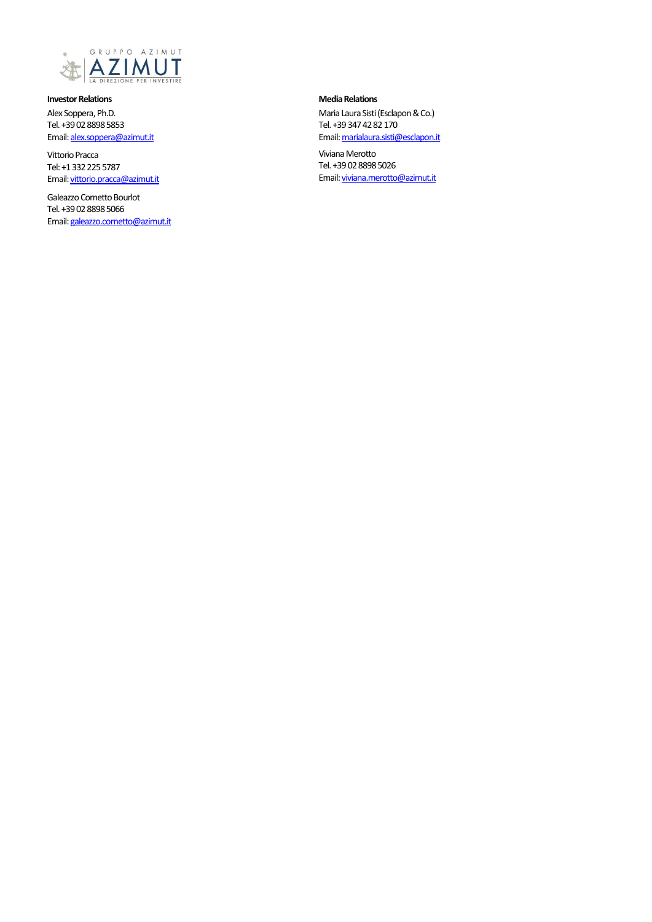**Investor Relations**

Alex Soppera, Ph.D.
Tel. +39 02 8898 5853
Email: alex.soppera@azimut.it

Vittorio Pracca
Tel: +1 332 225 5787
Email: vittorio.pracca@azimut.it

Galeazzo Cornetto Bourlot
Tel. +39 02 8898 5066
Email: galeazzo.cornetto@azimut.it

**Media Relations**

Maria Laura Sisti (Esclapon & Co.)
Tel. +39 347 42 82 170
Email: marialaura.sisti@esclapon.it

Viviana Merotto
Tel. +39 02 8898 5026
Email: viviana.merotto@azimut.it